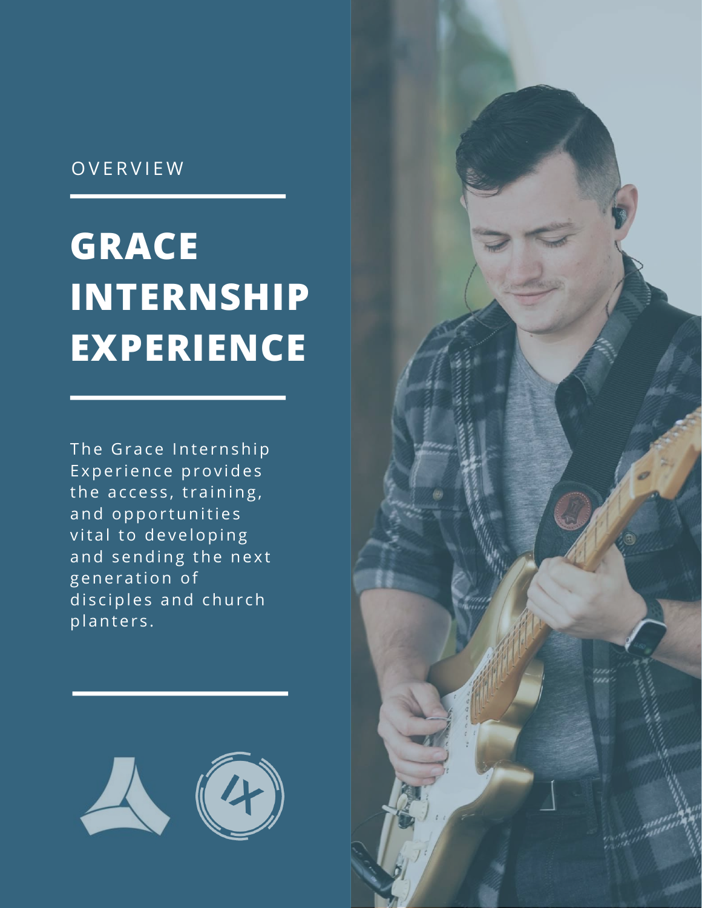OVERVIEW

# GRACE INTERNSHIP EXPERIENCE

The Grace Internship Experience provides the access, training, and opportunities vital to developing and sending the next generation of disciples and church planters.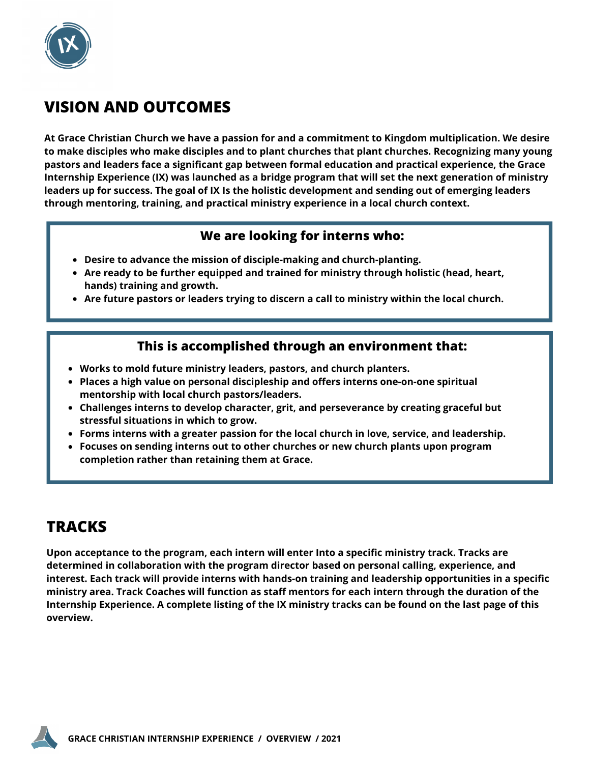## VISION AND OUTCOMES

**At Grace Christian Church we have a passion for and a commitment to Kingdom multiplication. We desire to make disciples who make disciples and to plant churches that plant churches. Recognizing many young pastors and leaders face a significant gap between formal education and practical experience, the Grace Internship Experience (IX) was launched as a bridge program that will set the next generation of ministry leaders up for success. The goal of IX Is the holistic development and sending out of emerging leaders through mentoring, training, and practical ministry experience in a local church context.**

### We are looking for interns who:

- **Desire to advance the mission of disciple-making and church-planting.**
- **Are ready to be further equipped and trained for ministry through holistic (head, heart, hands) training and growth.**
- **Are future pastors or leaders trying to discern a call to ministry within the local church.**

### This is accomplished through an environment that:

- **Works to mold future ministry leaders, pastors, and church planters.**
- **Places a high value on personal discipleship and offers interns one-on-one spiritual mentorship with local church pastors/leaders.**
- **Challenges interns to develop character, grit, and perseverance by creating graceful but stressful situations in which to grow.**
- **Forms interns with a greater passion for the local church in love, service, and leadership.**
- **Focuses on sending interns out to other churches or new church plants upon program completion rather than retaining them at Grace.**

## TRACKS

**Upon acceptance to the program, each intern will enter Into a specific ministry track. Tracks are determined in collaboration with the program director based on personal calling, experience, and interest. Each track will provide interns with hands-on training and leadership opportunities in a specific ministry area. Track Coaches will function as staff mentors for each intern through the duration of the Internship Experience. A complete listing of the IX ministry tracks can be found on the last page of this overview.**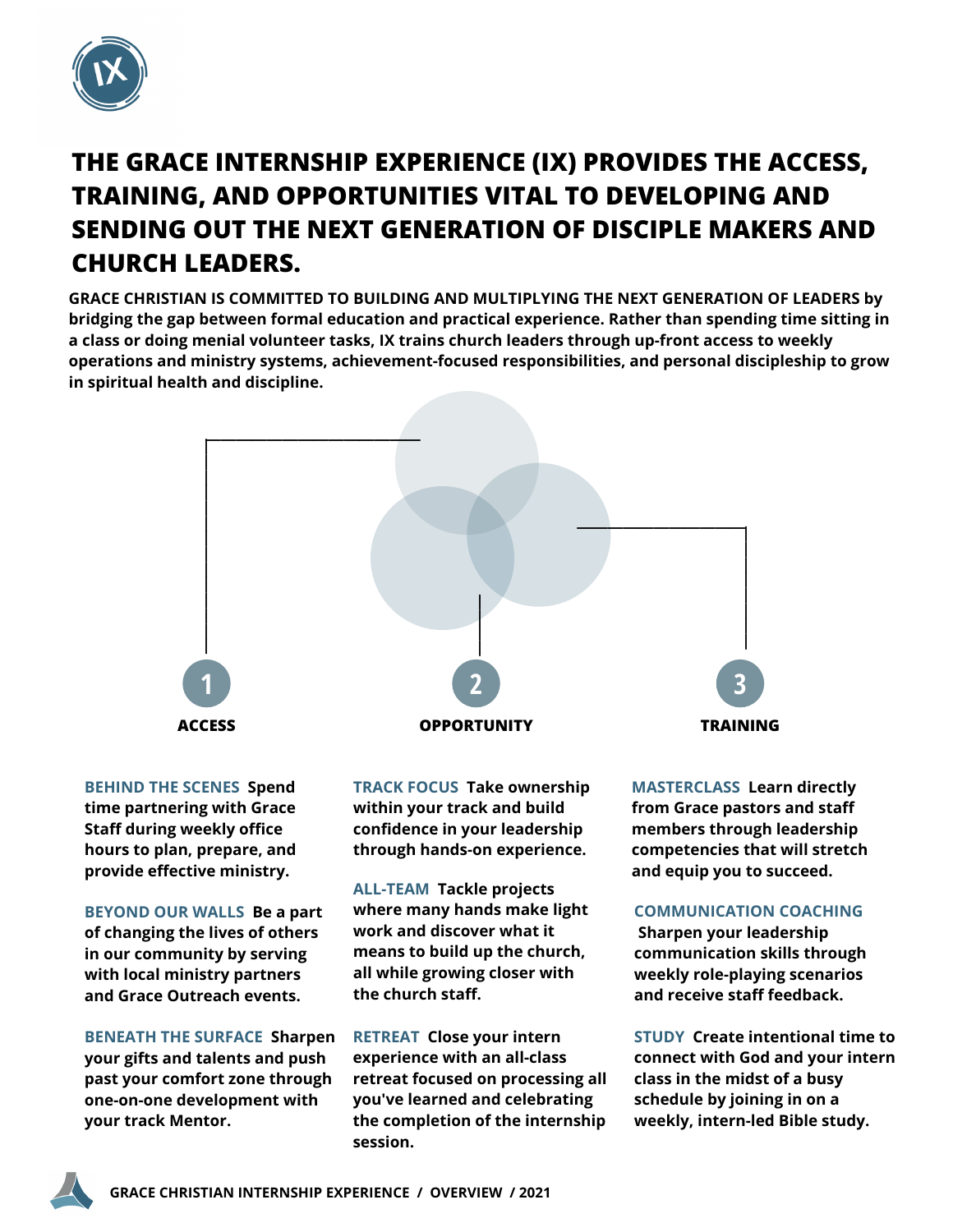# THE GRACE INTERNSHIP EXPERIENCE (IX) PROVIDES THE ACCESS, TRAINING, AND OPPORTUNITIES VITAL TO DEVELOPING AND SENDING OUT THE NEXT GENERATION OF DISCIPLE MAKERS AND CHURCH LEADERS.

**GRACE CHRISTIAN IS COMMITTED TO BUILDING AND MULTIPLYING THE NEXT GENERATION OF LEADERS by bridging the gap between formal education and practical experience. Rather than spending time sitting in a class or doing menial volunteer tasks, IX trains church leaders through up-front access to weekly operations and ministry systems, achievement-focused responsibilities, and personal discipleship to grow in spiritual health and discipline.**

## 1 ACCESS

**BEHIND THE SCENES** Spend time partnering with Grace Staff during weekly office hours to plan, prepare, and provide effective ministry.

**BEYOND OUR WALLS** Be a part of changing the lives of others in our community by serving with local ministry partners and Grace Outreach events.

**BENEATH THE SURFACE** Sharpen your gifts and talents and push past your comfort zone through one-on-one development with your track Mentor.

## 2 OPPORTUNITY

**TRACK FOCUS** Take ownership within your track and build confidence in your leadership through hands-on experience.

**ALL-TEAM** Tackle projects where many hands make light work and discover what it means to build up the church, all while growing closer with the church staff.

**RETREAT** Close your intern experience with an all-class retreat focused on processing all you've learned and celebrating the completion of the internship session.

## 3 TRAINING

**MASTERCLASS** Learn directly from Grace pastors and staff members through leadership competencies that will stretch and equip you to succeed.

**COMMUNICATION COACHING** Sharpen your leadership communication skills through weekly role-playing scenarios and receive staff feedback.

**STUDY** Create intentional time to connect with God and your intern class in the midst of a busy schedule by joining in on a weekly, intern-led Bible study.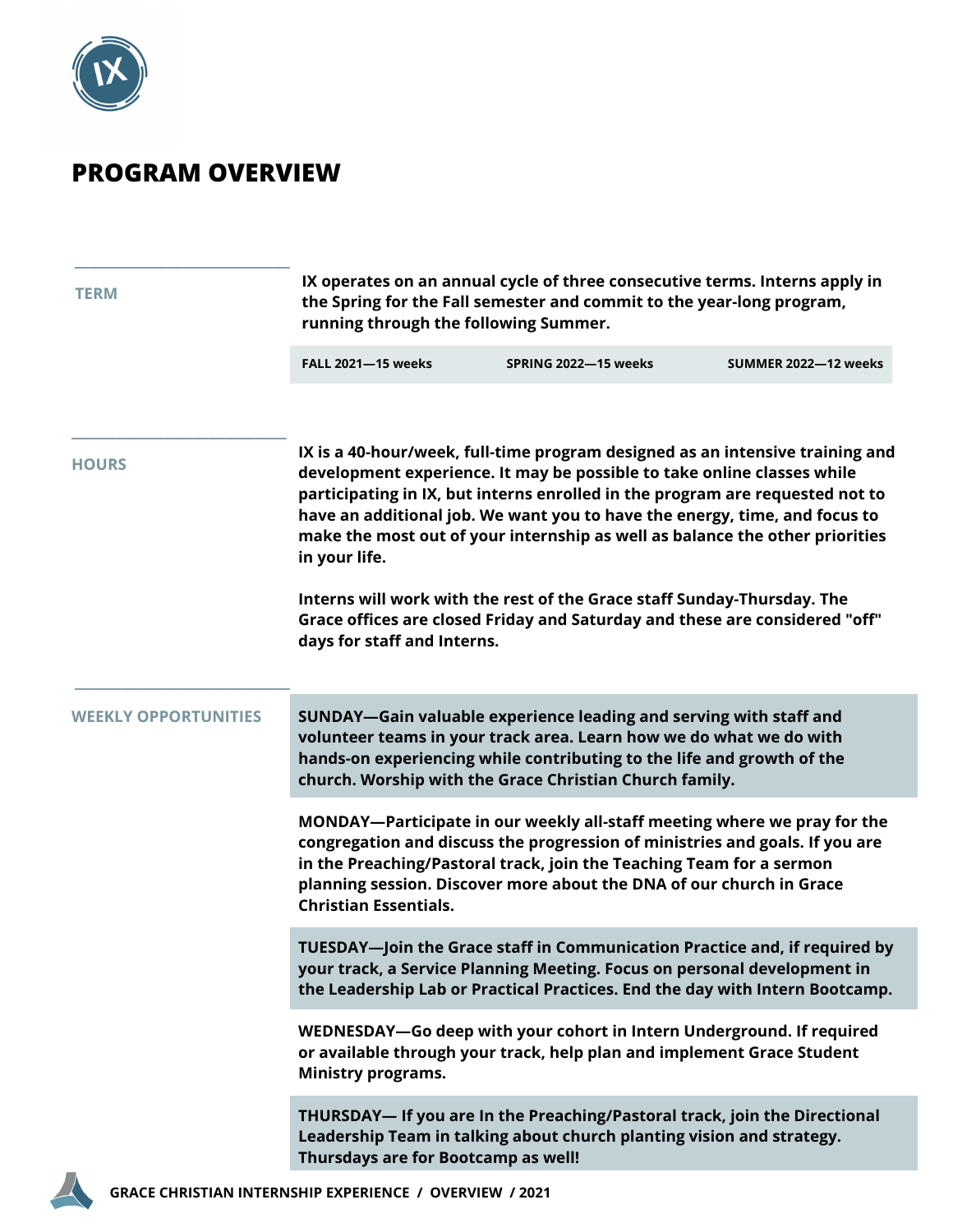# PROGRAM OVERVIEW

## TERM

IX operates on an annual cycle of three consecutive terms. Interns apply in the Spring for the Fall semester and commit to the year-long program, running through the following Summer.

| FALL 2021—15 weeks | SPRING 2022—15 weeks | SUMMER 2022—12 weeks |
|---|---|---|

## HOURS

IX is a 40-hour/week, full-time program designed as an intensive training and development experience. It may be possible to take online classes while participating in IX, but interns enrolled in the program are requested not to have an additional job. We want you to have the energy, time, and focus to make the most out of your internship as well as balance the other priorities in your life.

Interns will work with the rest of the Grace staff Sunday-Thursday. The Grace offices are closed Friday and Saturday and these are considered "off" days for staff and Interns.

## WEEKLY OPPORTUNITIES

**SUNDAY**—Gain valuable experience leading and serving with staff and volunteer teams in your track area. Learn how we do what we do with hands-on experiencing while contributing to the life and growth of the church. Worship with the Grace Christian Church family.

**MONDAY**—Participate in our weekly all-staff meeting where we pray for the congregation and discuss the progression of ministries and goals. If you are in the Preaching/Pastoral track, join the Teaching Team for a sermon planning session. Discover more about the DNA of our church in Grace Christian Essentials.

**TUESDAY**—Join the Grace staff in Communication Practice and, if required by your track, a Service Planning Meeting. Focus on personal development in the Leadership Lab or Practical Practices. End the day with Intern Bootcamp.

**WEDNESDAY**—Go deep with your cohort in Intern Underground. If required or available through your track, help plan and implement Grace Student Ministry programs.

**THURSDAY**— If you are In the Preaching/Pastoral track, join the Directional Leadership Team in talking about church planting vision and strategy. Thursdays are for Bootcamp as well!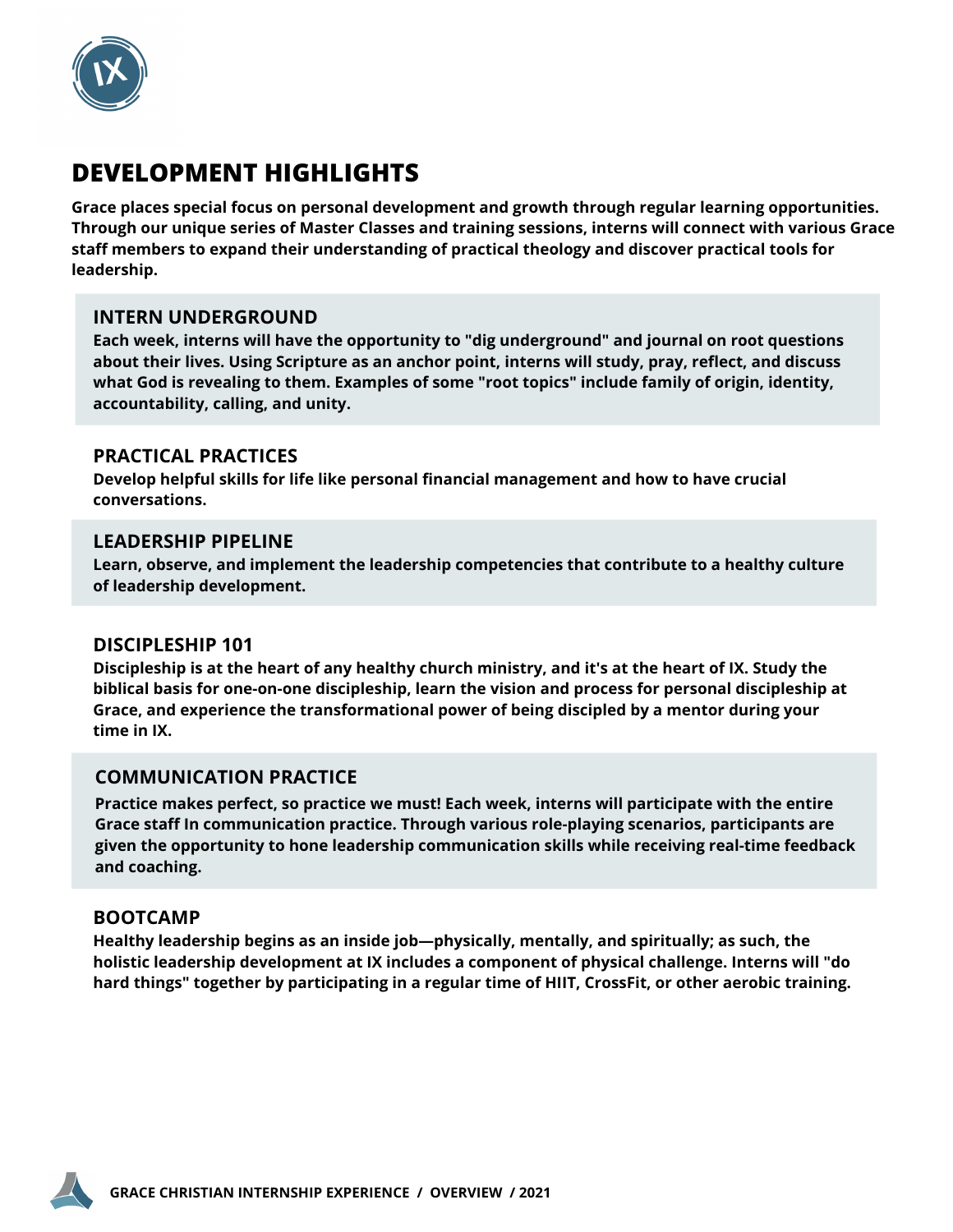# DEVELOPMENT HIGHLIGHTS

**Grace places special focus on personal development and growth through regular learning opportunities. Through our unique series of Master Classes and training sessions, interns will connect with various Grace staff members to expand their understanding of practical theology and discover practical tools for leadership.**

## INTERN UNDERGROUND

**Each week, interns will have the opportunity to "dig underground" and journal on root questions about their lives. Using Scripture as an anchor point, interns will study, pray, reflect, and discuss what God is revealing to them. Examples of some "root topics" include family of origin, identity, accountability, calling, and unity.**

## PRACTICAL PRACTICES

**Develop helpful skills for life like personal financial management and how to have crucial conversations.**

## LEADERSHIP PIPELINE

**Learn, observe, and implement the leadership competencies that contribute to a healthy culture of leadership development.**

## DISCIPLESHIP 101

**Discipleship is at the heart of any healthy church ministry, and it's at the heart of IX. Study the biblical basis for one-on-one discipleship, learn the vision and process for personal discipleship at Grace, and experience the transformational power of being discipled by a mentor during your time in IX.**

## COMMUNICATION PRACTICE

**Practice makes perfect, so practice we must! Each week, interns will participate with the entire Grace staff In communication practice. Through various role-playing scenarios, participants are given the opportunity to hone leadership communication skills while receiving real-time feedback and coaching.**

## BOOTCAMP

**Healthy leadership begins as an inside job—physically, mentally, and spiritually; as such, the holistic leadership development at IX includes a component of physical challenge. Interns will "do hard things" together by participating in a regular time of HIIT, CrossFit, or other aerobic training.**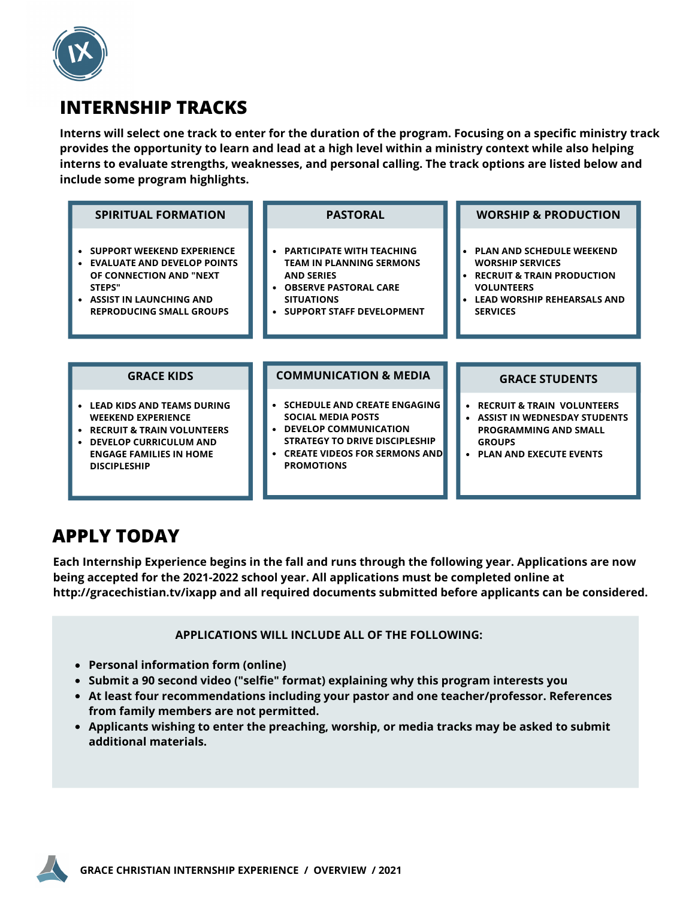## INTERNSHIP TRACKS

**Interns will select one track to enter for the duration of the program. Focusing on a specific ministry track provides the opportunity to learn and lead at a high level within a ministry context while also helping interns to evaluate strengths, weaknesses, and personal calling. The track options are listed below and include some program highlights.**

### SPIRITUAL FORMATION

- SUPPORT WEEKEND EXPERIENCE
- EVALUATE AND DEVELOP POINTS OF CONNECTION AND "NEXT STEPS"
- ASSIST IN LAUNCHING AND REPRODUCING SMALL GROUPS

### PASTORAL

- PARTICIPATE WITH TEACHING TEAM IN PLANNING SERMONS AND SERIES
- OBSERVE PASTORAL CARE SITUATIONS
- SUPPORT STAFF DEVELOPMENT

### WORSHIP & PRODUCTION

- PLAN AND SCHEDULE WEEKEND WORSHIP SERVICES
- RECRUIT & TRAIN PRODUCTION VOLUNTEERS
- LEAD WORSHIP REHEARSALS AND SERVICES

### GRACE KIDS

- LEAD KIDS AND TEAMS DURING WEEKEND EXPERIENCE
- RECRUIT & TRAIN VOLUNTEERS
- DEVELOP CURRICULUM AND ENGAGE FAMILIES IN HOME DISCIPLESHIP

### COMMUNICATION & MEDIA

- SCHEDULE AND CREATE ENGAGING SOCIAL MEDIA POSTS
- DEVELOP COMMUNICATION STRATEGY TO DRIVE DISCIPLESHIP
- CREATE VIDEOS FOR SERMONS AND PROMOTIONS

### GRACE STUDENTS

- RECRUIT & TRAIN VOLUNTEERS
- ASSIST IN WEDNESDAY STUDENTS PROGRAMMING AND SMALL GROUPS
- PLAN AND EXECUTE EVENTS

## APPLY TODAY

**Each Internship Experience begins in the fall and runs through the following year. Applications are now being accepted for the 2021-2022 school year. All applications must be completed online at http://gracechistian.tv/ixapp and all required documents submitted before applicants can be considered.**

**APPLICATIONS WILL INCLUDE ALL OF THE FOLLOWING:**

- **Personal information form (online)**
- **Submit a 90 second video ("selfie" format) explaining why this program interests you**
- **At least four recommendations including your pastor and one teacher/professor. References from family members are not permitted.**
- **Applicants wishing to enter the preaching, worship, or media tracks may be asked to submit additional materials.**